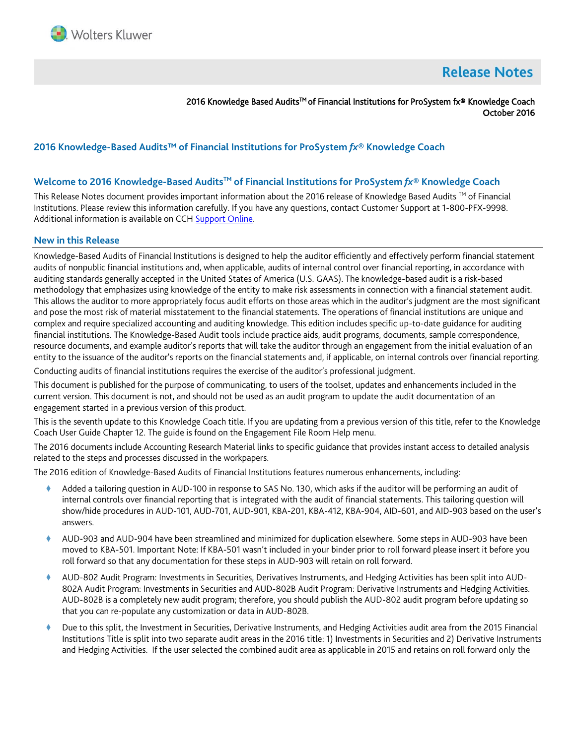# Release Notes

2016 Knowledge Based Audits™ of Financial Institutions for ProSystem fx® Knowledge Coach
October 2016

## 2016 Knowledge-Based Audits™ of Financial Institutions for ProSystem *fx*® Knowledge Coach

## Welcome to 2016 Knowledge-Based Audits™ of Financial Institutions for ProSystem *fx*® Knowledge Coach

This Release Notes document provides important information about the 2016 release of Knowledge Based Audits ™ of Financial Institutions. Please review this information carefully. If you have any questions, contact Customer Support at 1-800-PFX-9998. Additional information is available on CCH Support Online.

## New in this Release

Knowledge-Based Audits of Financial Institutions is designed to help the auditor efficiently and effectively perform financial statement audits of nonpublic financial institutions and, when applicable, audits of internal control over financial reporting, in accordance with auditing standards generally accepted in the United States of America (U.S. GAAS). The knowledge-based audit is a risk-based methodology that emphasizes using knowledge of the entity to make risk assessments in connection with a financial statement audit. This allows the auditor to more appropriately focus audit efforts on those areas which in the auditor's judgment are the most significant and pose the most risk of material misstatement to the financial statements. The operations of financial institutions are unique and complex and require specialized accounting and auditing knowledge. This edition includes specific up-to-date guidance for auditing financial institutions. The Knowledge-Based Audit tools include practice aids, audit programs, documents, sample correspondence, resource documents, and example auditor's reports that will take the auditor through an engagement from the initial evaluation of an entity to the issuance of the auditor's reports on the financial statements and, if applicable, on internal controls over financial reporting.

Conducting audits of financial institutions requires the exercise of the auditor's professional judgment.

This document is published for the purpose of communicating, to users of the toolset, updates and enhancements included in the current version. This document is not, and should not be used as an audit program to update the audit documentation of an engagement started in a previous version of this product.

This is the seventh update to this Knowledge Coach title. If you are updating from a previous version of this title, refer to the Knowledge Coach User Guide Chapter 12. The guide is found on the Engagement File Room Help menu.

The 2016 documents include Accounting Research Material links to specific guidance that provides instant access to detailed analysis related to the steps and processes discussed in the workpapers.

The 2016 edition of Knowledge-Based Audits of Financial Institutions features numerous enhancements, including:

- Added a tailoring question in AUD-100 in response to SAS No. 130, which asks if the auditor will be performing an audit of internal controls over financial reporting that is integrated with the audit of financial statements. This tailoring question will show/hide procedures in AUD-101, AUD-701, AUD-901, KBA-201, KBA-412, KBA-904, AID-601, and AID-903 based on the user's answers.
- AUD-903 and AUD-904 have been streamlined and minimized for duplication elsewhere. Some steps in AUD-903 have been moved to KBA-501. Important Note: If KBA-501 wasn't included in your binder prior to roll forward please insert it before you roll forward so that any documentation for these steps in AUD-903 will retain on roll forward.
- AUD-802 Audit Program: Investments in Securities, Derivatives Instruments, and Hedging Activities has been split into AUD-802A Audit Program: Investments in Securities and AUD-802B Audit Program: Derivative Instruments and Hedging Activities. AUD-802B is a completely new audit program; therefore, you should publish the AUD-802 audit program before updating so that you can re-populate any customization or data in AUD-802B.
- Due to this split, the Investment in Securities, Derivative Instruments, and Hedging Activities audit area from the 2015 Financial Institutions Title is split into two separate audit areas in the 2016 title: 1) Investments in Securities and 2) Derivative Instruments and Hedging Activities. If the user selected the combined audit area as applicable in 2015 and retains on roll forward only the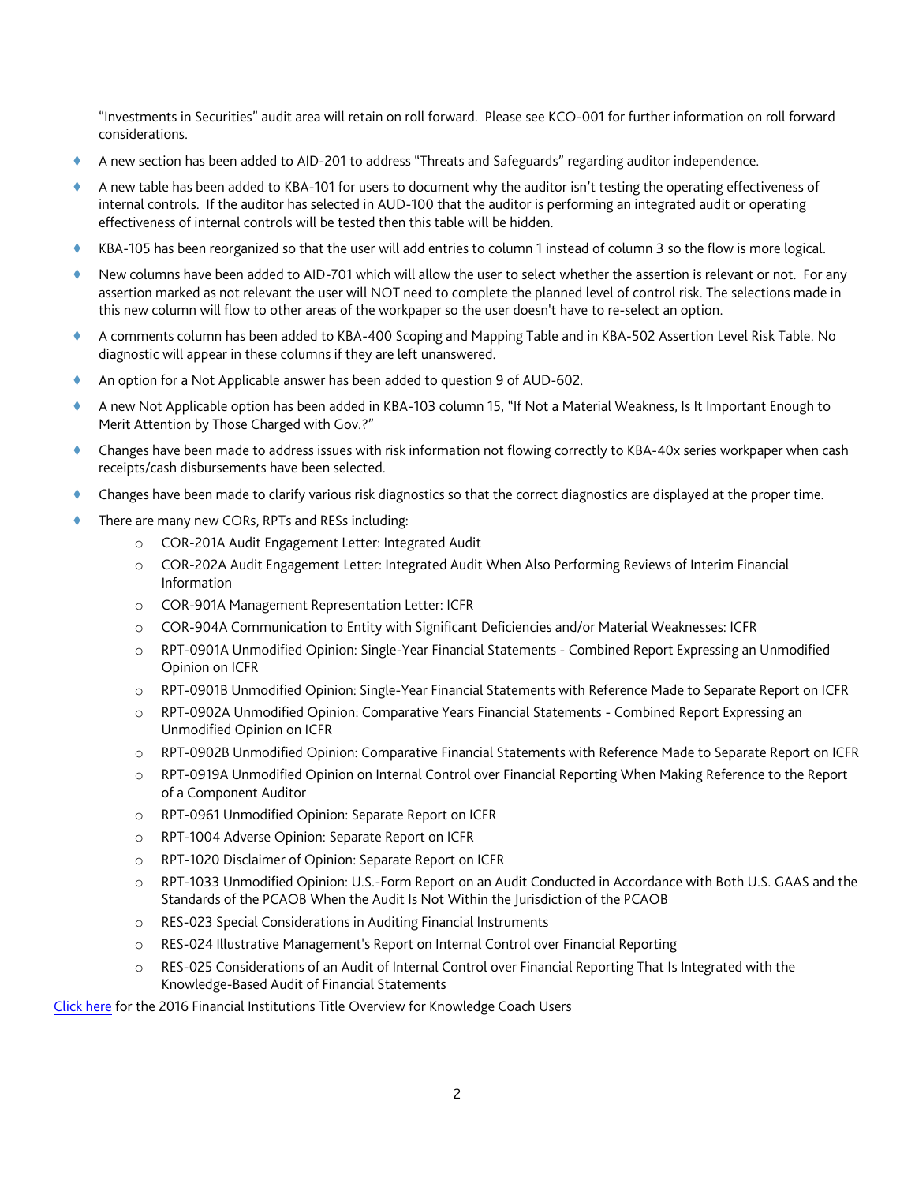"Investments in Securities" audit area will retain on roll forward. Please see KCO-001 for further information on roll forward considerations.

- A new section has been added to AID-201 to address "Threats and Safeguards" regarding auditor independence.
- A new table has been added to KBA-101 for users to document why the auditor isn't testing the operating effectiveness of internal controls. If the auditor has selected in AUD-100 that the auditor is performing an integrated audit or operating effectiveness of internal controls will be tested then this table will be hidden.
- KBA-105 has been reorganized so that the user will add entries to column 1 instead of column 3 so the flow is more logical.
- New columns have been added to AID-701 which will allow the user to select whether the assertion is relevant or not. For any assertion marked as not relevant the user will NOT need to complete the planned level of control risk. The selections made in this new column will flow to other areas of the workpaper so the user doesn't have to re-select an option.
- A comments column has been added to KBA-400 Scoping and Mapping Table and in KBA-502 Assertion Level Risk Table. No diagnostic will appear in these columns if they are left unanswered.
- An option for a Not Applicable answer has been added to question 9 of AUD-602.
- A new Not Applicable option has been added in KBA-103 column 15, "If Not a Material Weakness, Is It Important Enough to Merit Attention by Those Charged with Gov.?"
- Changes have been made to address issues with risk information not flowing correctly to KBA-40x series workpaper when cash receipts/cash disbursements have been selected.
- Changes have been made to clarify various risk diagnostics so that the correct diagnostics are displayed at the proper time.
- There are many new CORs, RPTs and RESs including:
    - COR-201A Audit Engagement Letter: Integrated Audit
    - COR-202A Audit Engagement Letter: Integrated Audit When Also Performing Reviews of Interim Financial Information
    - COR-901A Management Representation Letter: ICFR
    - COR-904A Communication to Entity with Significant Deficiencies and/or Material Weaknesses: ICFR
    - RPT-0901A Unmodified Opinion: Single-Year Financial Statements - Combined Report Expressing an Unmodified Opinion on ICFR
    - RPT-0901B Unmodified Opinion: Single-Year Financial Statements with Reference Made to Separate Report on ICFR
    - RPT-0902A Unmodified Opinion: Comparative Years Financial Statements - Combined Report Expressing an Unmodified Opinion on ICFR
    - RPT-0902B Unmodified Opinion: Comparative Financial Statements with Reference Made to Separate Report on ICFR
    - RPT-0919A Unmodified Opinion on Internal Control over Financial Reporting When Making Reference to the Report of a Component Auditor
    - RPT-0961 Unmodified Opinion: Separate Report on ICFR
    - RPT-1004 Adverse Opinion: Separate Report on ICFR
    - RPT-1020 Disclaimer of Opinion: Separate Report on ICFR
    - RPT-1033 Unmodified Opinion: U.S.-Form Report on an Audit Conducted in Accordance with Both U.S. GAAS and the Standards of the PCAOB When the Audit Is Not Within the Jurisdiction of the PCAOB
    - RES-023 Special Considerations in Auditing Financial Instruments
    - RES-024 Illustrative Management's Report on Internal Control over Financial Reporting
    - RES-025 Considerations of an Audit of Internal Control over Financial Reporting That Is Integrated with the Knowledge-Based Audit of Financial Statements

Click here for the 2016 Financial Institutions Title Overview for Knowledge Coach Users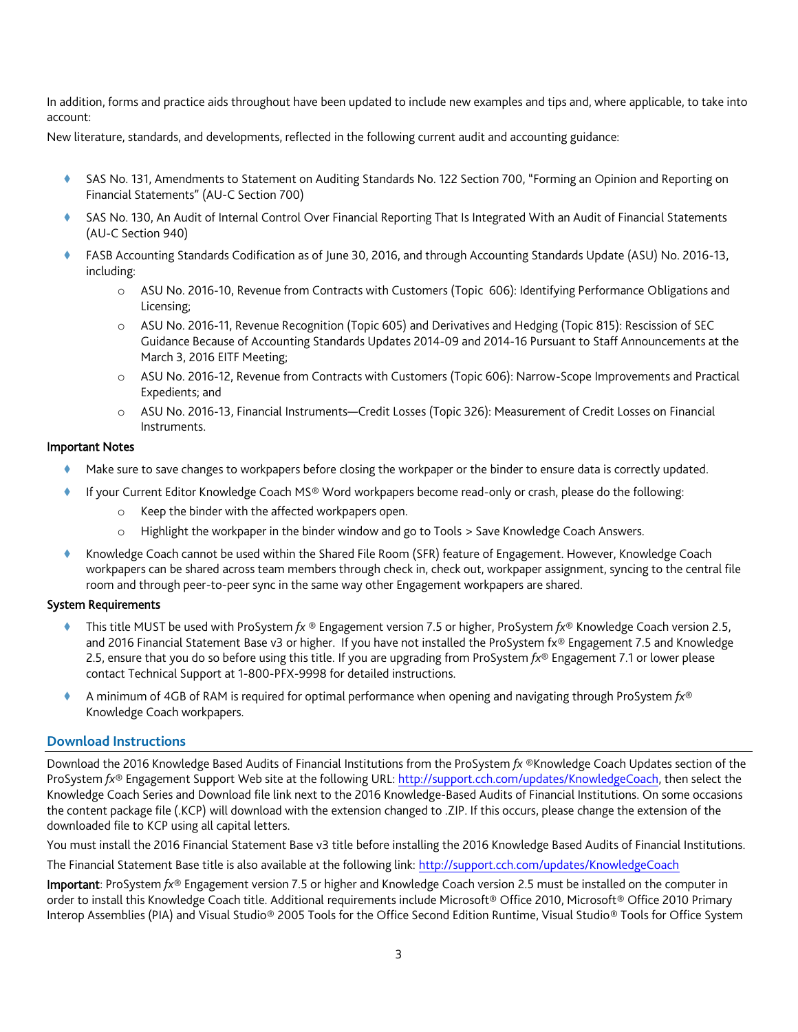In addition, forms and practice aids throughout have been updated to include new examples and tips and, where applicable, to take into account:

New literature, standards, and developments, reflected in the following current audit and accounting guidance:

- SAS No. 131, Amendments to Statement on Auditing Standards No. 122 Section 700, "Forming an Opinion and Reporting on Financial Statements" (AU-C Section 700)
- SAS No. 130, An Audit of Internal Control Over Financial Reporting That Is Integrated With an Audit of Financial Statements (AU-C Section 940)
- FASB Accounting Standards Codification as of June 30, 2016, and through Accounting Standards Update (ASU) No. 2016-13, including:
  - ASU No. 2016-10, Revenue from Contracts with Customers (Topic 606): Identifying Performance Obligations and Licensing;
  - ASU No. 2016-11, Revenue Recognition (Topic 605) and Derivatives and Hedging (Topic 815): Rescission of SEC Guidance Because of Accounting Standards Updates 2014-09 and 2014-16 Pursuant to Staff Announcements at the March 3, 2016 EITF Meeting;
  - ASU No. 2016-12, Revenue from Contracts with Customers (Topic 606): Narrow-Scope Improvements and Practical Expedients; and
  - ASU No. 2016-13, Financial Instruments—Credit Losses (Topic 326): Measurement of Credit Losses on Financial Instruments.

**Important Notes**

- Make sure to save changes to workpapers before closing the workpaper or the binder to ensure data is correctly updated.
- If your Current Editor Knowledge Coach MS® Word workpapers become read-only or crash, please do the following:
  - Keep the binder with the affected workpapers open.
  - Highlight the workpaper in the binder window and go to Tools > Save Knowledge Coach Answers.
- Knowledge Coach cannot be used within the Shared File Room (SFR) feature of Engagement. However, Knowledge Coach workpapers can be shared across team members through check in, check out, workpaper assignment, syncing to the central file room and through peer-to-peer sync in the same way other Engagement workpapers are shared.

**System Requirements**

- This title MUST be used with ProSystem *fx* ® Engagement version 7.5 or higher, ProSystem *fx*® Knowledge Coach version 2.5, and 2016 Financial Statement Base v3 or higher. If you have not installed the ProSystem fx® Engagement 7.5 and Knowledge 2.5, ensure that you do so before using this title. If you are upgrading from ProSystem *fx*® Engagement 7.1 or lower please contact Technical Support at 1-800-PFX-9998 for detailed instructions.
- A minimum of 4GB of RAM is required for optimal performance when opening and navigating through ProSystem *fx*® Knowledge Coach workpapers.

## Download Instructions

Download the 2016 Knowledge Based Audits of Financial Institutions from the ProSystem *fx* ®Knowledge Coach Updates section of the ProSystem *fx*® Engagement Support Web site at the following URL: http://support.cch.com/updates/KnowledgeCoach, then select the Knowledge Coach Series and Download file link next to the 2016 Knowledge-Based Audits of Financial Institutions. On some occasions the content package file (.KCP) will download with the extension changed to .ZIP. If this occurs, please change the extension of the downloaded file to KCP using all capital letters.

You must install the 2016 Financial Statement Base v3 title before installing the 2016 Knowledge Based Audits of Financial Institutions.

The Financial Statement Base title is also available at the following link: http://support.cch.com/updates/KnowledgeCoach

**Important**: ProSystem *fx*® Engagement version 7.5 or higher and Knowledge Coach version 2.5 must be installed on the computer in order to install this Knowledge Coach title. Additional requirements include Microsoft® Office 2010, Microsoft® Office 2010 Primary Interop Assemblies (PIA) and Visual Studio® 2005 Tools for the Office Second Edition Runtime, Visual Studio® Tools for Office System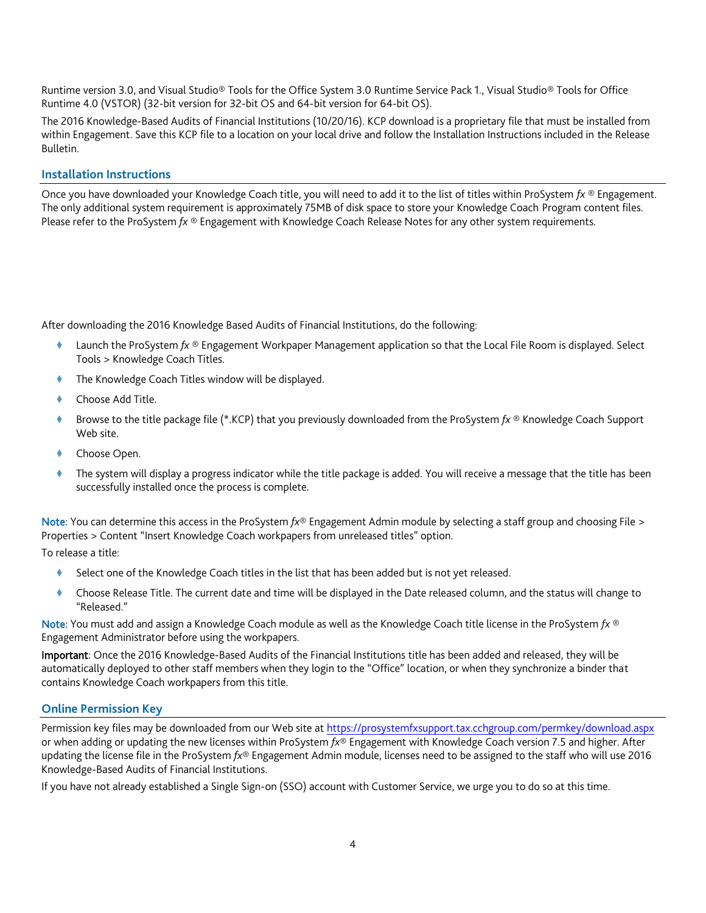Runtime version 3.0, and Visual Studio® Tools for the Office System 3.0 Runtime Service Pack 1., Visual Studio® Tools for Office Runtime 4.0 (VSTOR) (32-bit version for 32-bit OS and 64-bit version for 64-bit OS).

The 2016 Knowledge-Based Audits of Financial Institutions (10/20/16). KCP download is a proprietary file that must be installed from within Engagement. Save this KCP file to a location on your local drive and follow the Installation Instructions included in the Release Bulletin.

## Installation Instructions

Once you have downloaded your Knowledge Coach title, you will need to add it to the list of titles within ProSystem *fx* ® Engagement. The only additional system requirement is approximately 75MB of disk space to store your Knowledge Coach Program content files. Please refer to the ProSystem *fx* ® Engagement with Knowledge Coach Release Notes for any other system requirements.

After downloading the 2016 Knowledge Based Audits of Financial Institutions, do the following:

- Launch the ProSystem *fx* ® Engagement Workpaper Management application so that the Local File Room is displayed. Select Tools > Knowledge Coach Titles.
- The Knowledge Coach Titles window will be displayed.
- Choose Add Title.
- Browse to the title package file (*.KCP) that you previously downloaded from the ProSystem *fx* ® Knowledge Coach Support Web site.
- Choose Open.
- The system will display a progress indicator while the title package is added. You will receive a message that the title has been successfully installed once the process is complete.

Note: You can determine this access in the ProSystem *fx*® Engagement Admin module by selecting a staff group and choosing File > Properties > Content "Insert Knowledge Coach workpapers from unreleased titles" option.

To release a title:

- Select one of the Knowledge Coach titles in the list that has been added but is not yet released.
- Choose Release Title. The current date and time will be displayed in the Date released column, and the status will change to "Released."

Note: You must add and assign a Knowledge Coach module as well as the Knowledge Coach title license in the ProSystem *fx* ® Engagement Administrator before using the workpapers.

**Important**: Once the 2016 Knowledge-Based Audits of the Financial Institutions title has been added and released, they will be automatically deployed to other staff members when they login to the "Office" location, or when they synchronize a binder that contains Knowledge Coach workpapers from this title.

## Online Permission Key

Permission key files may be downloaded from our Web site at https://prosystemfxsupport.tax.cchgroup.com/permkey/download.aspx or when adding or updating the new licenses within ProSystem *fx*® Engagement with Knowledge Coach version 7.5 and higher. After updating the license file in the ProSystem *fx*® Engagement Admin module, licenses need to be assigned to the staff who will use 2016 Knowledge-Based Audits of Financial Institutions.

If you have not already established a Single Sign-on (SSO) account with Customer Service, we urge you to do so at this time.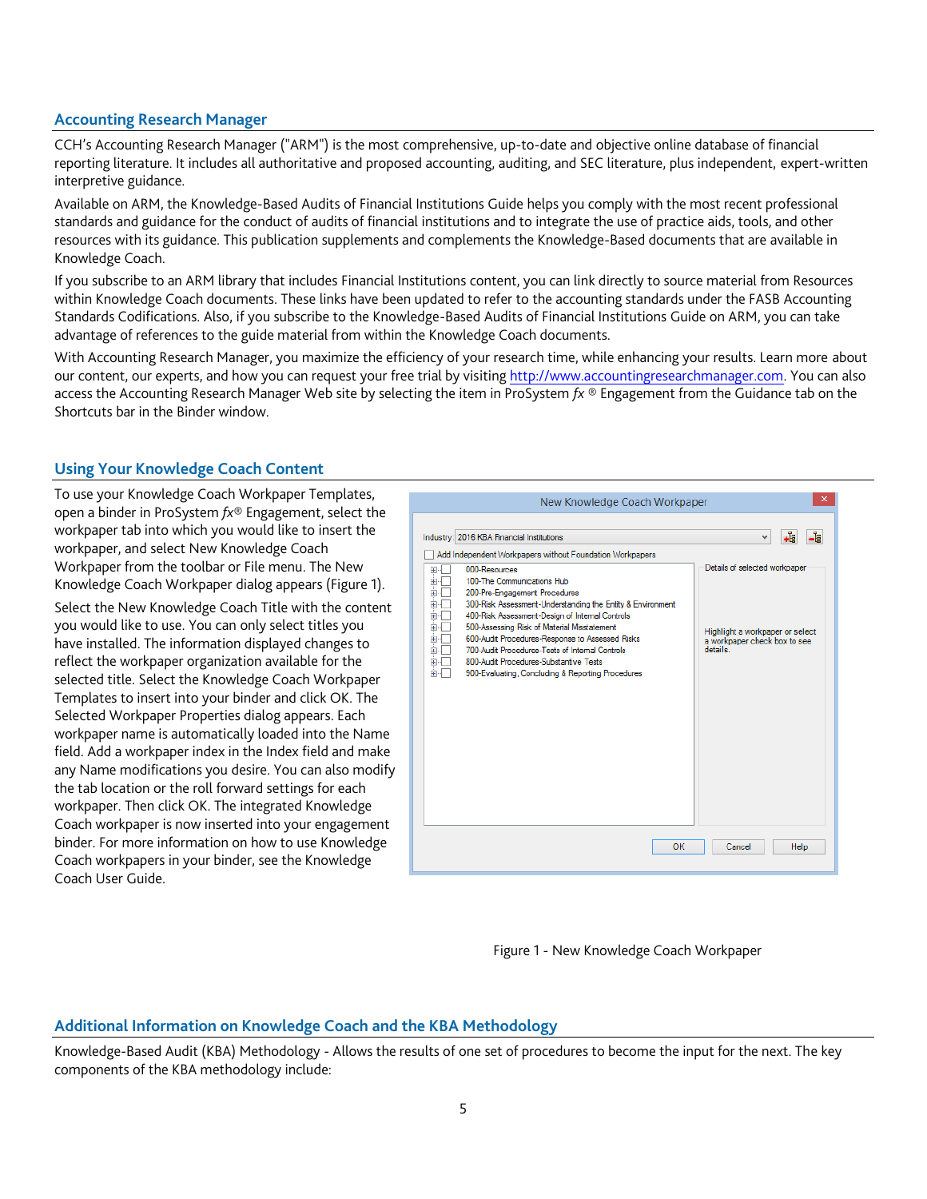## Accounting Research Manager

CCH's Accounting Research Manager ("ARM") is the most comprehensive, up-to-date and objective online database of financial reporting literature. It includes all authoritative and proposed accounting, auditing, and SEC literature, plus independent, expert-written interpretive guidance.

Available on ARM, the Knowledge-Based Audits of Financial Institutions Guide helps you comply with the most recent professional standards and guidance for the conduct of audits of financial institutions and to integrate the use of practice aids, tools, and other resources with its guidance. This publication supplements and complements the Knowledge-Based documents that are available in Knowledge Coach.

If you subscribe to an ARM library that includes Financial Institutions content, you can link directly to source material from Resources within Knowledge Coach documents. These links have been updated to refer to the accounting standards under the FASB Accounting Standards Codifications. Also, if you subscribe to the Knowledge-Based Audits of Financial Institutions Guide on ARM, you can take advantage of references to the guide material from within the Knowledge Coach documents.

With Accounting Research Manager, you maximize the efficiency of your research time, while enhancing your results. Learn more about our content, our experts, and how you can request your free trial by visiting http://www.accountingresearchmanager.com. You can also access the Accounting Research Manager Web site by selecting the item in ProSystem *fx* ® Engagement from the Guidance tab on the Shortcuts bar in the Binder window.

## Using Your Knowledge Coach Content

To use your Knowledge Coach Workpaper Templates, open a binder in ProSystem *fx*® Engagement, select the workpaper tab into which you would like to insert the workpaper, and select New Knowledge Coach Workpaper from the toolbar or File menu. The New Knowledge Coach Workpaper dialog appears (Figure 1).

Select the New Knowledge Coach Title with the content you would like to use. You can only select titles you have installed. The information displayed changes to reflect the workpaper organization available for the selected title. Select the Knowledge Coach Workpaper Templates to insert into your binder and click OK. The Selected Workpaper Properties dialog appears. Each workpaper name is automatically loaded into the Name field. Add a workpaper index in the Index field and make any Name modifications you desire. You can also modify the tab location or the roll forward settings for each workpaper. Then click OK. The integrated Knowledge Coach workpaper is now inserted into your engagement binder. For more information on how to use Knowledge Coach workpapers in your binder, see the Knowledge Coach User Guide.

Figure 1 - New Knowledge Coach Workpaper

## Additional Information on Knowledge Coach and the KBA Methodology

Knowledge-Based Audit (KBA) Methodology - Allows the results of one set of procedures to become the input for the next. The key components of the KBA methodology include: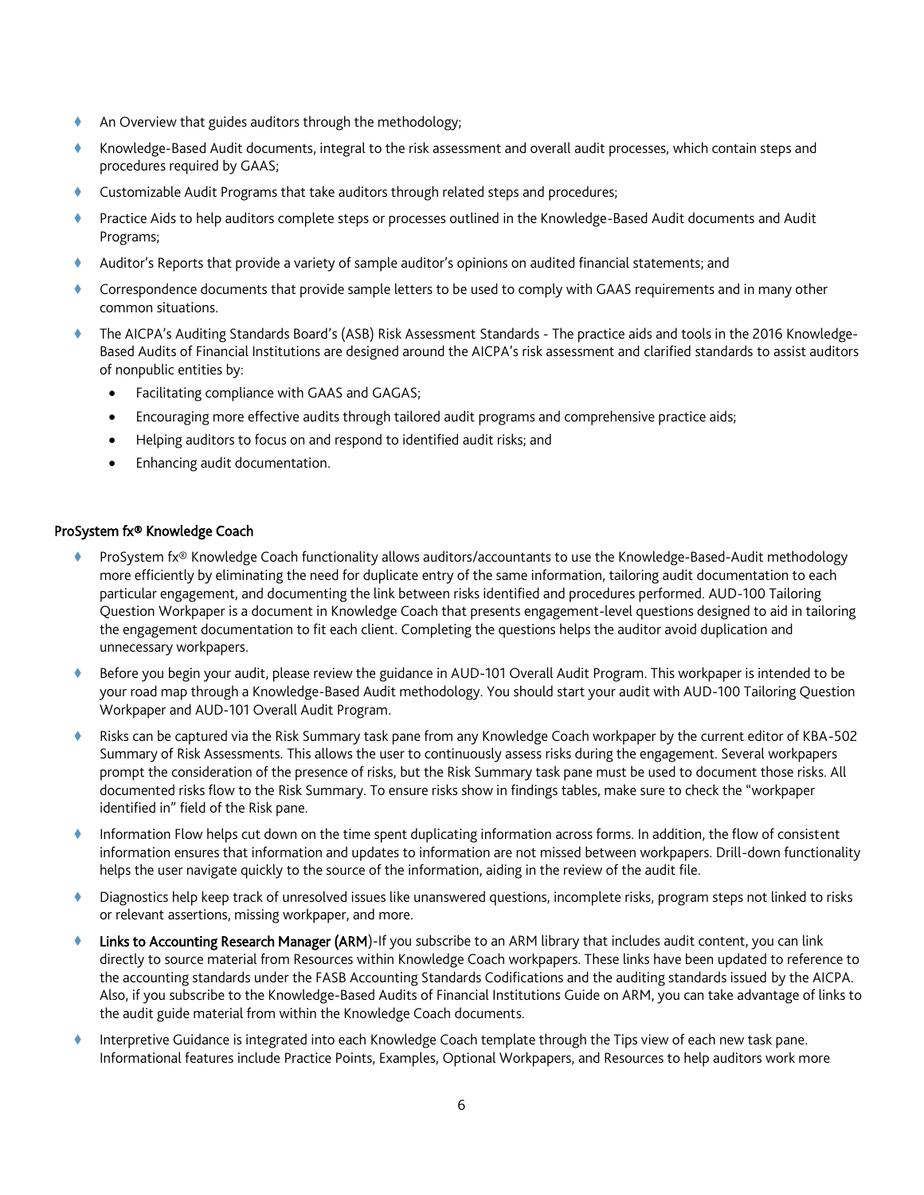- An Overview that guides auditors through the methodology;
- Knowledge-Based Audit documents, integral to the risk assessment and overall audit processes, which contain steps and procedures required by GAAS;
- Customizable Audit Programs that take auditors through related steps and procedures;
- Practice Aids to help auditors complete steps or processes outlined in the Knowledge-Based Audit documents and Audit Programs;
- Auditor's Reports that provide a variety of sample auditor's opinions on audited financial statements; and
- Correspondence documents that provide sample letters to be used to comply with GAAS requirements and in many other common situations.
- The AICPA's Auditing Standards Board's (ASB) Risk Assessment Standards - The practice aids and tools in the 2016 Knowledge-Based Audits of Financial Institutions are designed around the AICPA's risk assessment and clarified standards to assist auditors of nonpublic entities by:
  - Facilitating compliance with GAAS and GAGAS;
  - Encouraging more effective audits through tailored audit programs and comprehensive practice aids;
  - Helping auditors to focus on and respond to identified audit risks; and
  - Enhancing audit documentation.

## ProSystem fx® Knowledge Coach

- ProSystem fx® Knowledge Coach functionality allows auditors/accountants to use the Knowledge-Based-Audit methodology more efficiently by eliminating the need for duplicate entry of the same information, tailoring audit documentation to each particular engagement, and documenting the link between risks identified and procedures performed. AUD-100 Tailoring Question Workpaper is a document in Knowledge Coach that presents engagement-level questions designed to aid in tailoring the engagement documentation to fit each client. Completing the questions helps the auditor avoid duplication and unnecessary workpapers.
- Before you begin your audit, please review the guidance in AUD-101 Overall Audit Program. This workpaper is intended to be your road map through a Knowledge-Based Audit methodology. You should start your audit with AUD-100 Tailoring Question Workpaper and AUD-101 Overall Audit Program.
- Risks can be captured via the Risk Summary task pane from any Knowledge Coach workpaper by the current editor of KBA-502 Summary of Risk Assessments. This allows the user to continuously assess risks during the engagement. Several workpapers prompt the consideration of the presence of risks, but the Risk Summary task pane must be used to document those risks. All documented risks flow to the Risk Summary. To ensure risks show in findings tables, make sure to check the "workpaper identified in" field of the Risk pane.
- Information Flow helps cut down on the time spent duplicating information across forms. In addition, the flow of consistent information ensures that information and updates to information are not missed between workpapers. Drill-down functionality helps the user navigate quickly to the source of the information, aiding in the review of the audit file.
- Diagnostics help keep track of unresolved issues like unanswered questions, incomplete risks, program steps not linked to risks or relevant assertions, missing workpaper, and more.
- **Links to Accounting Research Manager (ARM)**-If you subscribe to an ARM library that includes audit content, you can link directly to source material from Resources within Knowledge Coach workpapers. These links have been updated to reference to the accounting standards under the FASB Accounting Standards Codifications and the auditing standards issued by the AICPA. Also, if you subscribe to the Knowledge-Based Audits of Financial Institutions Guide on ARM, you can take advantage of links to the audit guide material from within the Knowledge Coach documents.
- Interpretive Guidance is integrated into each Knowledge Coach template through the Tips view of each new task pane. Informational features include Practice Points, Examples, Optional Workpapers, and Resources to help auditors work more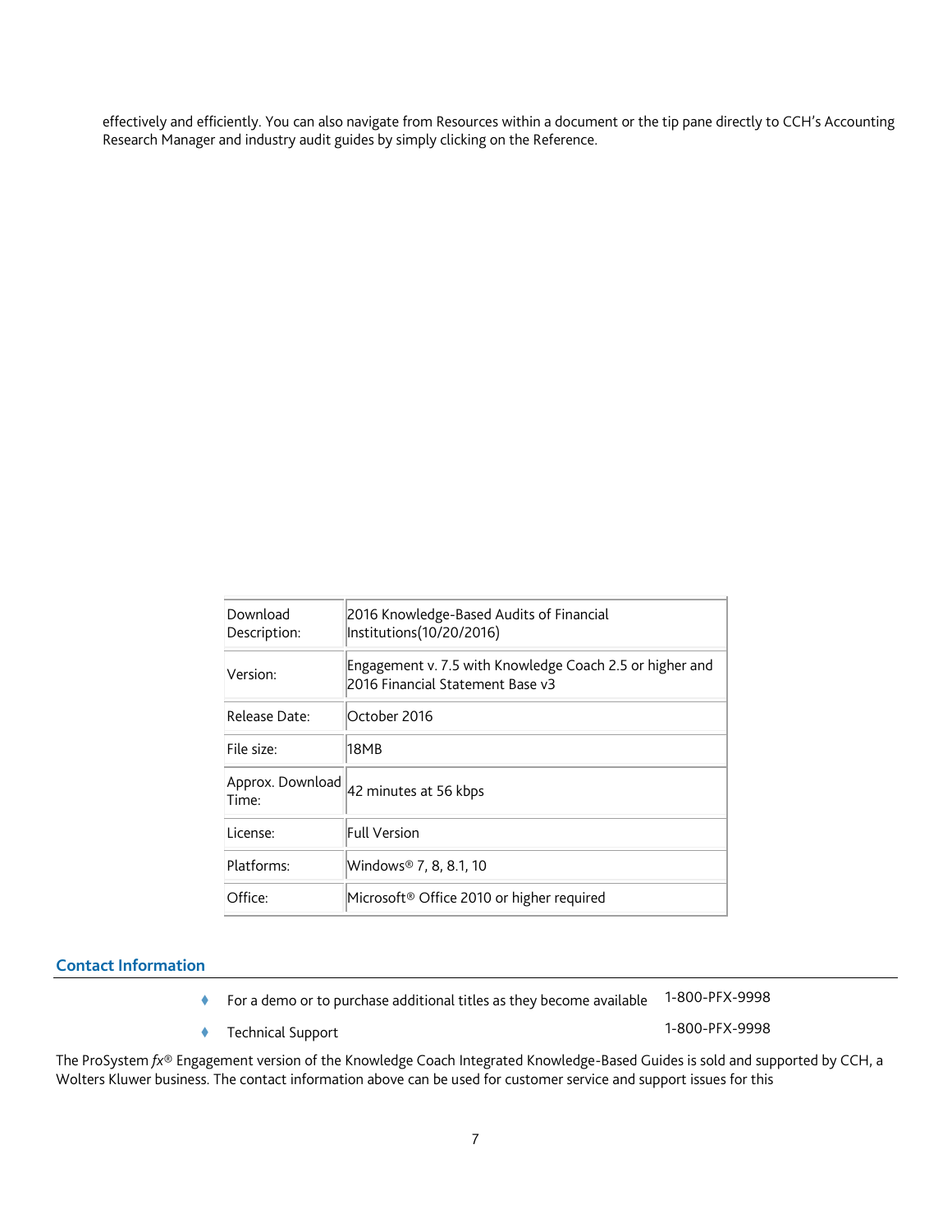effectively and efficiently. You can also navigate from Resources within a document or the tip pane directly to CCH's Accounting Research Manager and industry audit guides by simply clicking on the Reference.

| | |
|---|---|
| Download Description: | 2016 Knowledge-Based Audits of Financial Institutions(10/20/2016) |
| Version: | Engagement v. 7.5 with Knowledge Coach 2.5 or higher and 2016 Financial Statement Base v3 |
| Release Date: | October 2016 |
| File size: | 18MB |
| Approx. Download Time: | 42 minutes at 56 kbps |
| License: | Full Version |
| Platforms: | Windows® 7, 8, 8.1, 10 |
| Office: | Microsoft® Office 2010 or higher required |

## Contact Information

- For a demo or to purchase additional titles as they become available 1-800-PFX-9998
- Technical Support 1-800-PFX-9998

The ProSystem *fx*® Engagement version of the Knowledge Coach Integrated Knowledge-Based Guides is sold and supported by CCH, a Wolters Kluwer business. The contact information above can be used for customer service and support issues for this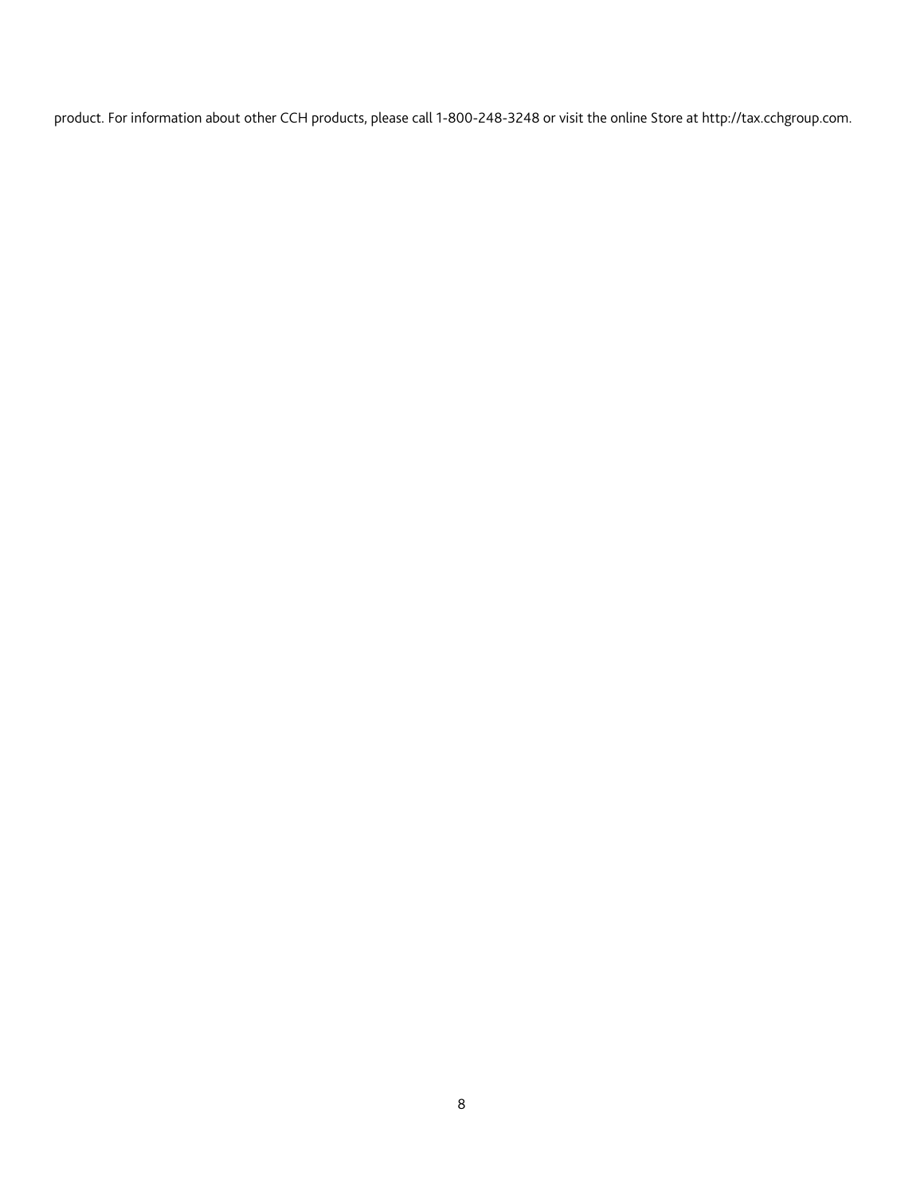product. For information about other CCH products, please call 1-800-248-3248 or visit the online Store at http://tax.cchgroup.com.